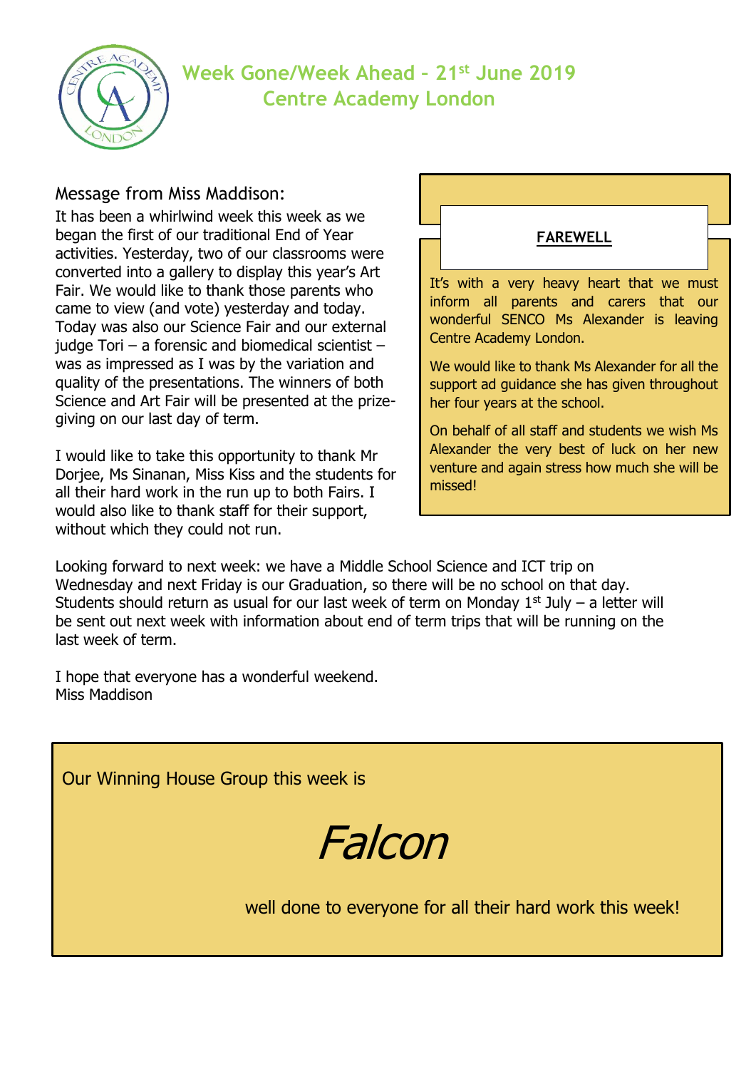# Week Gone/Week Ahead – 21st June 2019
## Centre Academy London

### Message from Miss Maddison:

It has been a whirlwind week this week as we began the first of our traditional End of Year activities. Yesterday, two of our classrooms were converted into a gallery to display this year's Art Fair. We would like to thank those parents who came to view (and vote) yesterday and today. Today was also our Science Fair and our external judge Tori – a forensic and biomedical scientist – was as impressed as I was by the variation and quality of the presentations. The winners of both Science and Art Fair will be presented at the prize-giving on our last day of term.

I would like to take this opportunity to thank Mr Dorjee, Ms Sinanan, Miss Kiss and the students for all their hard work in the run up to both Fairs. I would also like to thank staff for their support, without which they could not run.

**FAREWELL**

It's with a very heavy heart that we must inform all parents and carers that our wonderful SENCO Ms Alexander is leaving Centre Academy London.

We would like to thank Ms Alexander for all the support ad guidance she has given throughout her four years at the school.

On behalf of all staff and students we wish Ms Alexander the very best of luck on her new venture and again stress how much she will be missed!

Looking forward to next week: we have a Middle School Science and ICT trip on Wednesday and next Friday is our Graduation, so there will be no school on that day. Students should return as usual for our last week of term on Monday 1st July – a letter will be sent out next week with information about end of term trips that will be running on the last week of term.

I hope that everyone has a wonderful weekend.
Miss Maddison

Our Winning House Group this week is

*Falcon*

well done to everyone for all their hard work this week!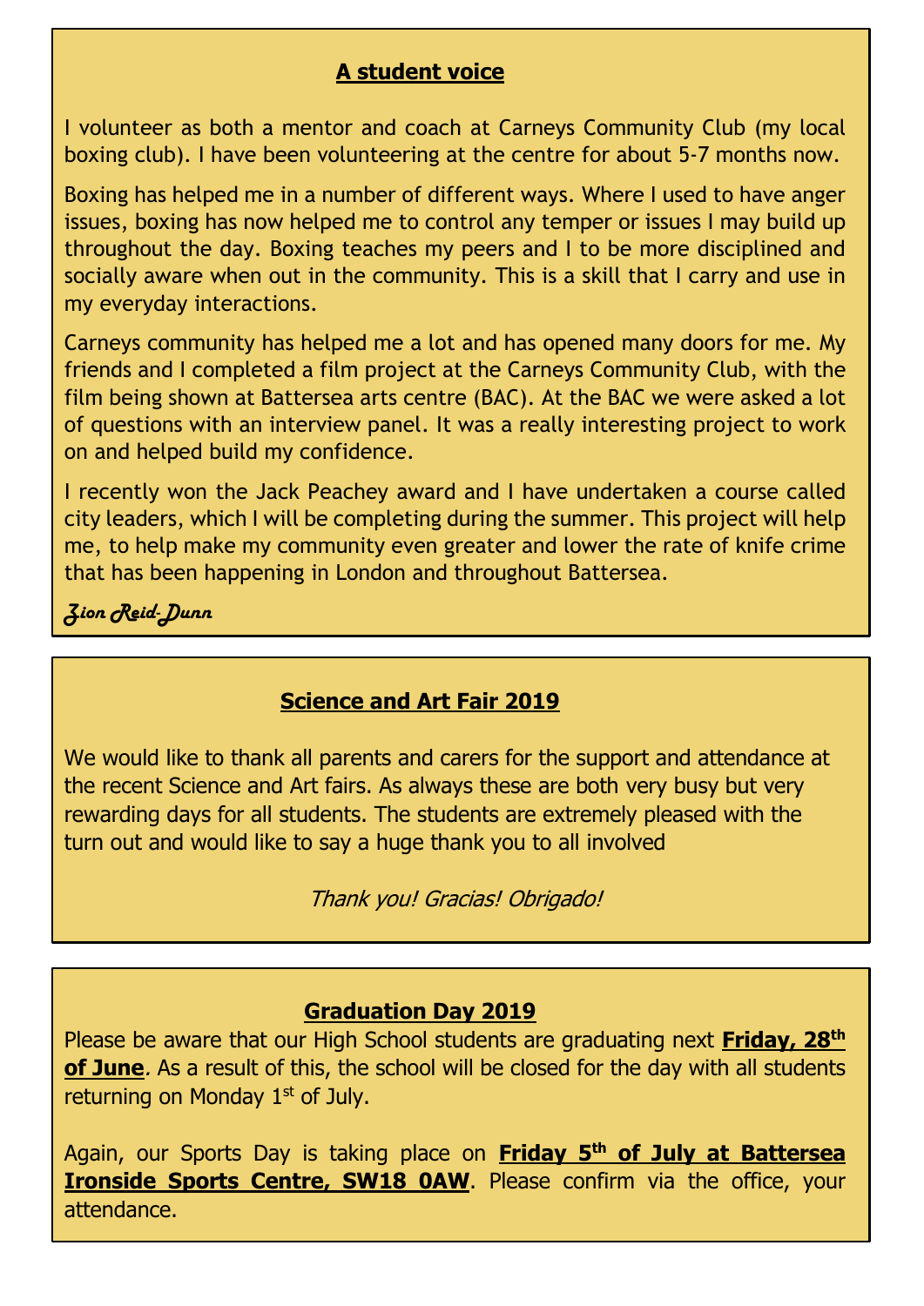## A student voice

I volunteer as both a mentor and coach at Carneys Community Club (my local boxing club). I have been volunteering at the centre for about 5-7 months now.

Boxing has helped me in a number of different ways. Where I used to have anger issues, boxing has now helped me to control any temper or issues I may build up throughout the day. Boxing teaches my peers and I to be more disciplined and socially aware when out in the community. This is a skill that I carry and use in my everyday interactions.

Carneys community has helped me a lot and has opened many doors for me. My friends and I completed a film project at the Carneys Community Club, with the film being shown at Battersea arts centre (BAC). At the BAC we were asked a lot of questions with an interview panel. It was a really interesting project to work on and helped build my confidence.

I recently won the Jack Peachey award and I have undertaken a course called city leaders, which I will be completing during the summer. This project will help me, to help make my community even greater and lower the rate of knife crime that has been happening in London and throughout Battersea.

*Zion Reid-Dunn*

## Science and Art Fair 2019

We would like to thank all parents and carers for the support and attendance at the recent Science and Art fairs. As always these are both very busy but very rewarding days for all students. The students are extremely pleased with the turn out and would like to say a huge thank you to all involved

*Thank you! Gracias! Obrigado!*

## Graduation Day 2019

Please be aware that our High School students are graduating next **Friday, 28th of June**. As a result of this, the school will be closed for the day with all students returning on Monday 1st of July.

Again, our Sports Day is taking place on **Friday 5th of July at Battersea Ironside Sports Centre, SW18 0AW**. Please confirm via the office, your attendance.